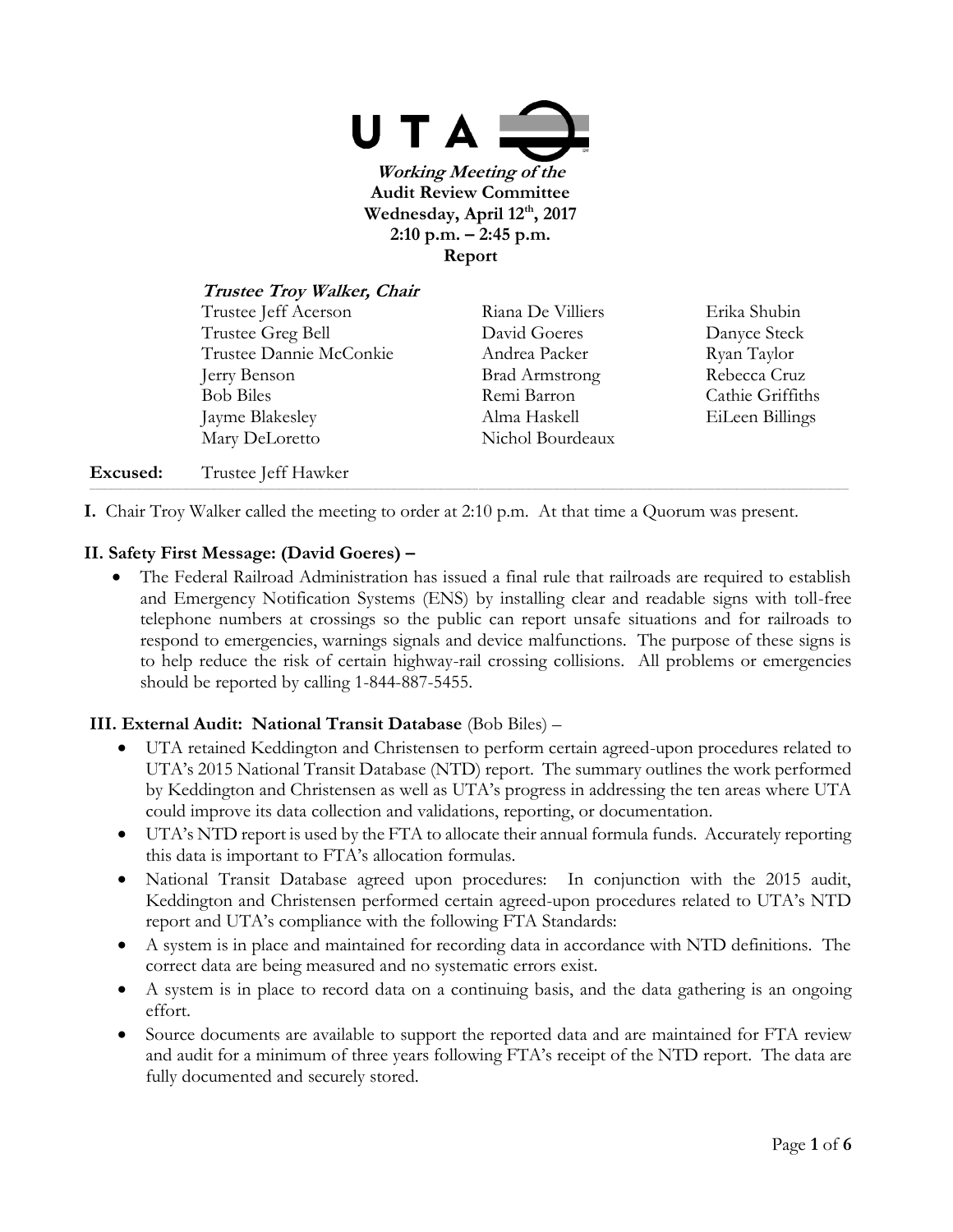UTA

***Working Meeting of the***
**Audit Review Committee**
**Wednesday, April 12th, 2017**
**2:10 p.m. – 2:45 p.m.**
**Report**

***Trustee Troy Walker, Chair***

Trustee Jeff Acerson
Trustee Greg Bell
Trustee Dannie McConkie
Jerry Benson
Bob Biles
Jayme Blakesley
Mary DeLoretto
Riana De Villiers
David Goeres
Andrea Packer
Brad Armstrong
Remi Barron
Alma Haskell
Nichol Bourdeaux
Erika Shubin
Danyce Steck
Ryan Taylor
Rebecca Cruz
Cathie Griffiths
EiLeen Billings

**Excused:** Trustee Jeff Hawker

**I.** Chair Troy Walker called the meeting to order at 2:10 p.m. At that time a Quorum was present.

**II. Safety First Message: (David Goeres) –**

- The Federal Railroad Administration has issued a final rule that railroads are required to establish and Emergency Notification Systems (ENS) by installing clear and readable signs with toll-free telephone numbers at crossings so the public can report unsafe situations and for railroads to respond to emergencies, warnings signals and device malfunctions. The purpose of these signs is to help reduce the risk of certain highway-rail crossing collisions. All problems or emergencies should be reported by calling 1-844-887-5455.

**III. External Audit: National Transit Database** (Bob Biles) –

- UTA retained Keddington and Christensen to perform certain agreed-upon procedures related to UTA's 2015 National Transit Database (NTD) report. The summary outlines the work performed by Keddington and Christensen as well as UTA's progress in addressing the ten areas where UTA could improve its data collection and validations, reporting, or documentation.
- UTA's NTD report is used by the FTA to allocate their annual formula funds. Accurately reporting this data is important to FTA's allocation formulas.
- National Transit Database agreed upon procedures: In conjunction with the 2015 audit, Keddington and Christensen performed certain agreed-upon procedures related to UTA's NTD report and UTA's compliance with the following FTA Standards:
- A system is in place and maintained for recording data in accordance with NTD definitions. The correct data are being measured and no systematic errors exist.
- A system is in place to record data on a continuing basis, and the data gathering is an ongoing effort.
- Source documents are available to support the reported data and are maintained for FTA review and audit for a minimum of three years following FTA's receipt of the NTD report. The data are fully documented and securely stored.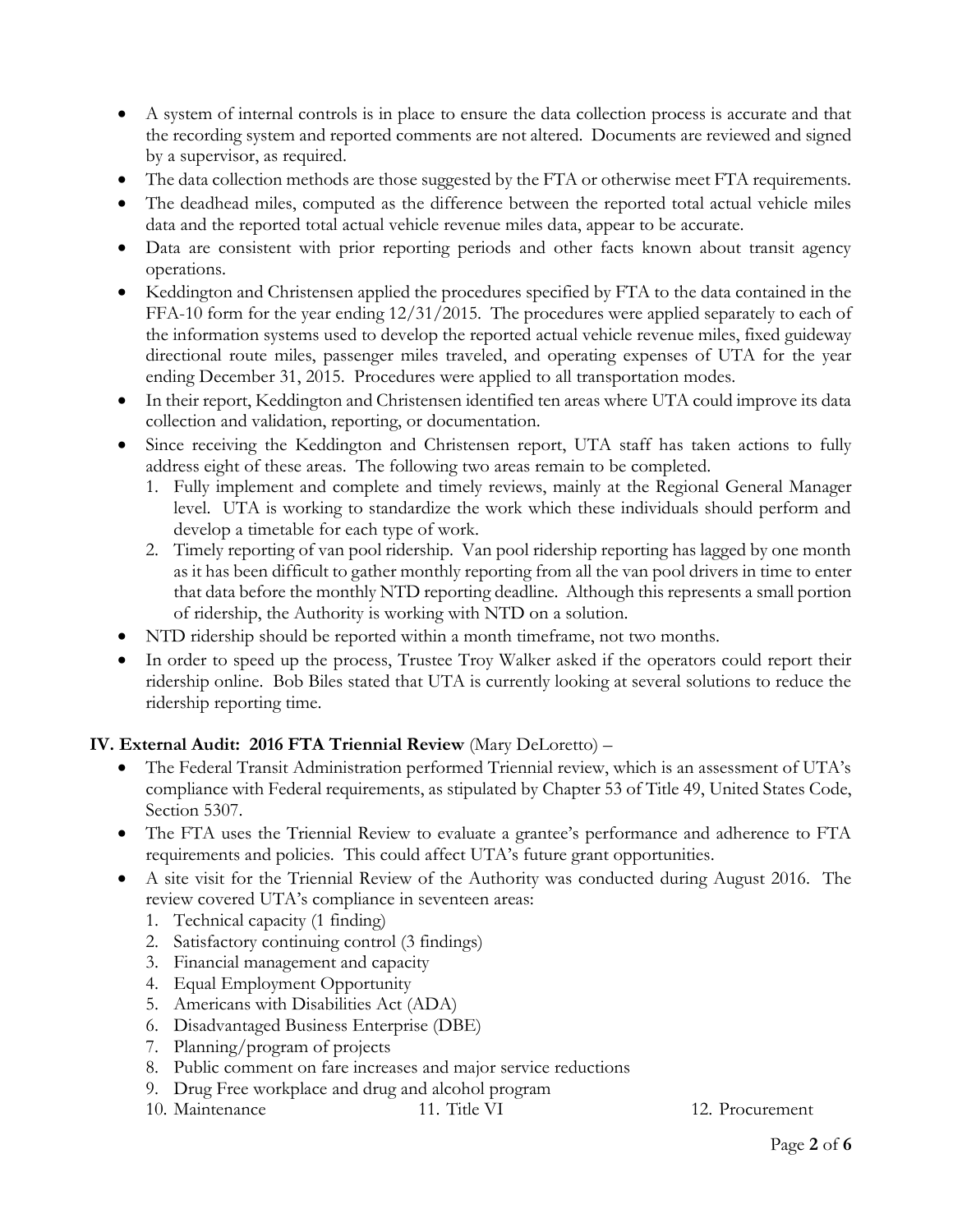- A system of internal controls is in place to ensure the data collection process is accurate and that the recording system and reported comments are not altered. Documents are reviewed and signed by a supervisor, as required.
- The data collection methods are those suggested by the FTA or otherwise meet FTA requirements.
- The deadhead miles, computed as the difference between the reported total actual vehicle miles data and the reported total actual vehicle revenue miles data, appear to be accurate.
- Data are consistent with prior reporting periods and other facts known about transit agency operations.
- Keddington and Christensen applied the procedures specified by FTA to the data contained in the FFA-10 form for the year ending 12/31/2015. The procedures were applied separately to each of the information systems used to develop the reported actual vehicle revenue miles, fixed guideway directional route miles, passenger miles traveled, and operating expenses of UTA for the year ending December 31, 2015. Procedures were applied to all transportation modes.
- In their report, Keddington and Christensen identified ten areas where UTA could improve its data collection and validation, reporting, or documentation.
- Since receiving the Keddington and Christensen report, UTA staff has taken actions to fully address eight of these areas. The following two areas remain to be completed.
  1. Fully implement and complete and timely reviews, mainly at the Regional General Manager level. UTA is working to standardize the work which these individuals should perform and develop a timetable for each type of work.
  2. Timely reporting of van pool ridership. Van pool ridership reporting has lagged by one month as it has been difficult to gather monthly reporting from all the van pool drivers in time to enter that data before the monthly NTD reporting deadline. Although this represents a small portion of ridership, the Authority is working with NTD on a solution.
- NTD ridership should be reported within a month timeframe, not two months.
- In order to speed up the process, Trustee Troy Walker asked if the operators could report their ridership online. Bob Biles stated that UTA is currently looking at several solutions to reduce the ridership reporting time.

**IV. External Audit: 2016 FTA Triennial Review** (Mary DeLoretto) –

- The Federal Transit Administration performed Triennial review, which is an assessment of UTA's compliance with Federal requirements, as stipulated by Chapter 53 of Title 49, United States Code, Section 5307.
- The FTA uses the Triennial Review to evaluate a grantee's performance and adherence to FTA requirements and policies. This could affect UTA's future grant opportunities.
- A site visit for the Triennial Review of the Authority was conducted during August 2016. The review covered UTA's compliance in seventeen areas:
  1. Technical capacity (1 finding)
  2. Satisfactory continuing control (3 findings)
  3. Financial management and capacity
  4. Equal Employment Opportunity
  5. Americans with Disabilities Act (ADA)
  6. Disadvantaged Business Enterprise (DBE)
  7. Planning/program of projects
  8. Public comment on fare increases and major service reductions
  9. Drug Free workplace and drug and alcohol program
  10. Maintenance
  11. Title VI
  12. Procurement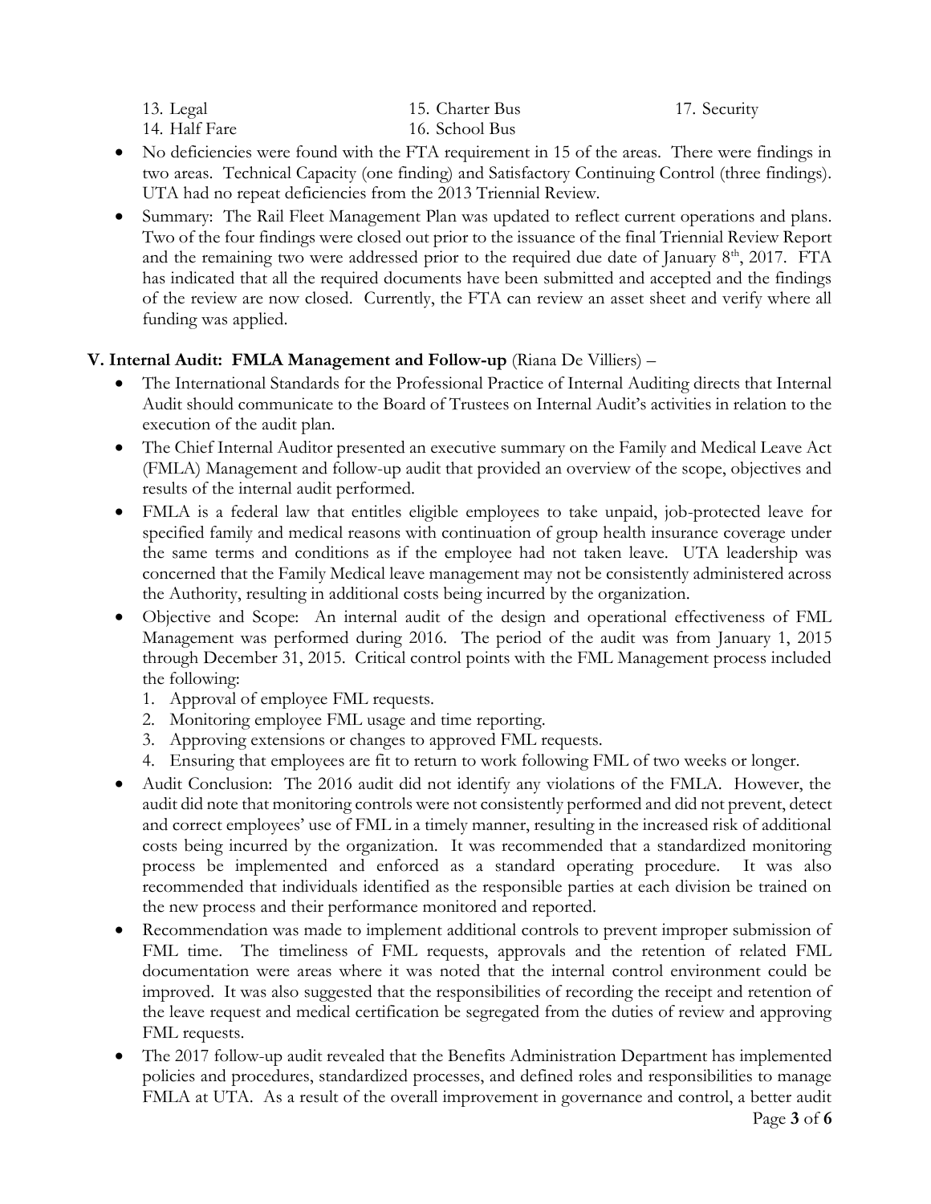13. Legal
14. Half Fare
15. Charter Bus
16. School Bus
17. Security

- No deficiencies were found with the FTA requirement in 15 of the areas. There were findings in two areas. Technical Capacity (one finding) and Satisfactory Continuing Control (three findings). UTA had no repeat deficiencies from the 2013 Triennial Review.
- Summary: The Rail Fleet Management Plan was updated to reflect current operations and plans. Two of the four findings were closed out prior to the issuance of the final Triennial Review Report and the remaining two were addressed prior to the required due date of January 8th, 2017. FTA has indicated that all the required documents have been submitted and accepted and the findings of the review are now closed. Currently, the FTA can review an asset sheet and verify where all funding was applied.

**V. Internal Audit: FMLA Management and Follow-up** (Riana De Villiers) –

- The International Standards for the Professional Practice of Internal Auditing directs that Internal Audit should communicate to the Board of Trustees on Internal Audit's activities in relation to the execution of the audit plan.
- The Chief Internal Auditor presented an executive summary on the Family and Medical Leave Act (FMLA) Management and follow-up audit that provided an overview of the scope, objectives and results of the internal audit performed.
- FMLA is a federal law that entitles eligible employees to take unpaid, job-protected leave for specified family and medical reasons with continuation of group health insurance coverage under the same terms and conditions as if the employee had not taken leave. UTA leadership was concerned that the Family Medical leave management may not be consistently administered across the Authority, resulting in additional costs being incurred by the organization.
- Objective and Scope: An internal audit of the design and operational effectiveness of FML Management was performed during 2016. The period of the audit was from January 1, 2015 through December 31, 2015. Critical control points with the FML Management process included the following:
  1. Approval of employee FML requests.
  2. Monitoring employee FML usage and time reporting.
  3. Approving extensions or changes to approved FML requests.
  4. Ensuring that employees are fit to return to work following FML of two weeks or longer.
- Audit Conclusion: The 2016 audit did not identify any violations of the FMLA. However, the audit did note that monitoring controls were not consistently performed and did not prevent, detect and correct employees' use of FML in a timely manner, resulting in the increased risk of additional costs being incurred by the organization. It was recommended that a standardized monitoring process be implemented and enforced as a standard operating procedure. It was also recommended that individuals identified as the responsible parties at each division be trained on the new process and their performance monitored and reported.
- Recommendation was made to implement additional controls to prevent improper submission of FML time. The timeliness of FML requests, approvals and the retention of related FML documentation were areas where it was noted that the internal control environment could be improved. It was also suggested that the responsibilities of recording the receipt and retention of the leave request and medical certification be segregated from the duties of review and approving FML requests.
- The 2017 follow-up audit revealed that the Benefits Administration Department has implemented policies and procedures, standardized processes, and defined roles and responsibilities to manage FMLA at UTA. As a result of the overall improvement in governance and control, a better audit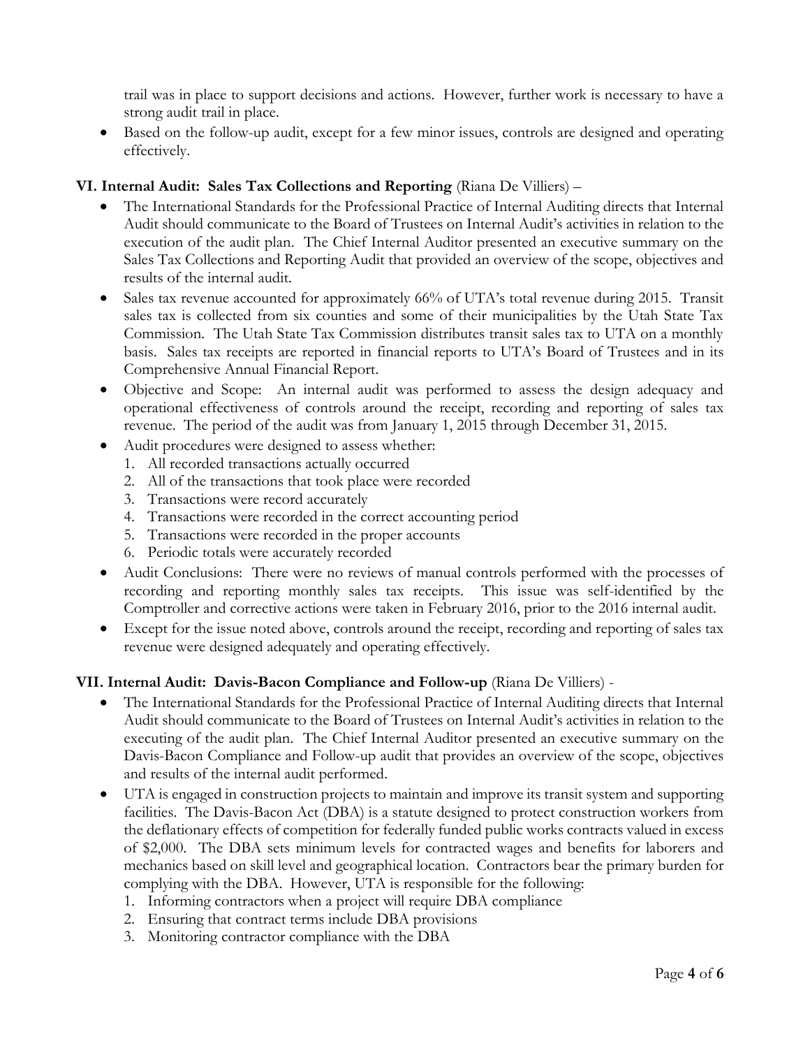trail was in place to support decisions and actions. However, further work is necessary to have a strong audit trail in place.

- Based on the follow-up audit, except for a few minor issues, controls are designed and operating effectively.

**VI. Internal Audit: Sales Tax Collections and Reporting** (Riana De Villiers) –

- The International Standards for the Professional Practice of Internal Auditing directs that Internal Audit should communicate to the Board of Trustees on Internal Audit's activities in relation to the execution of the audit plan. The Chief Internal Auditor presented an executive summary on the Sales Tax Collections and Reporting Audit that provided an overview of the scope, objectives and results of the internal audit.
- Sales tax revenue accounted for approximately 66% of UTA's total revenue during 2015. Transit sales tax is collected from six counties and some of their municipalities by the Utah State Tax Commission. The Utah State Tax Commission distributes transit sales tax to UTA on a monthly basis. Sales tax receipts are reported in financial reports to UTA's Board of Trustees and in its Comprehensive Annual Financial Report.
- Objective and Scope: An internal audit was performed to assess the design adequacy and operational effectiveness of controls around the receipt, recording and reporting of sales tax revenue. The period of the audit was from January 1, 2015 through December 31, 2015.
- Audit procedures were designed to assess whether:
  1. All recorded transactions actually occurred
  2. All of the transactions that took place were recorded
  3. Transactions were record accurately
  4. Transactions were recorded in the correct accounting period
  5. Transactions were recorded in the proper accounts
  6. Periodic totals were accurately recorded
- Audit Conclusions: There were no reviews of manual controls performed with the processes of recording and reporting monthly sales tax receipts. This issue was self-identified by the Comptroller and corrective actions were taken in February 2016, prior to the 2016 internal audit.
- Except for the issue noted above, controls around the receipt, recording and reporting of sales tax revenue were designed adequately and operating effectively.

**VII. Internal Audit: Davis-Bacon Compliance and Follow-up** (Riana De Villiers) -

- The International Standards for the Professional Practice of Internal Auditing directs that Internal Audit should communicate to the Board of Trustees on Internal Audit's activities in relation to the executing of the audit plan. The Chief Internal Auditor presented an executive summary on the Davis-Bacon Compliance and Follow-up audit that provides an overview of the scope, objectives and results of the internal audit performed.
- UTA is engaged in construction projects to maintain and improve its transit system and supporting facilities. The Davis-Bacon Act (DBA) is a statute designed to protect construction workers from the deflationary effects of competition for federally funded public works contracts valued in excess of $2,000. The DBA sets minimum levels for contracted wages and benefits for laborers and mechanics based on skill level and geographical location. Contractors bear the primary burden for complying with the DBA. However, UTA is responsible for the following:
  1. Informing contractors when a project will require DBA compliance
  2. Ensuring that contract terms include DBA provisions
  3. Monitoring contractor compliance with the DBA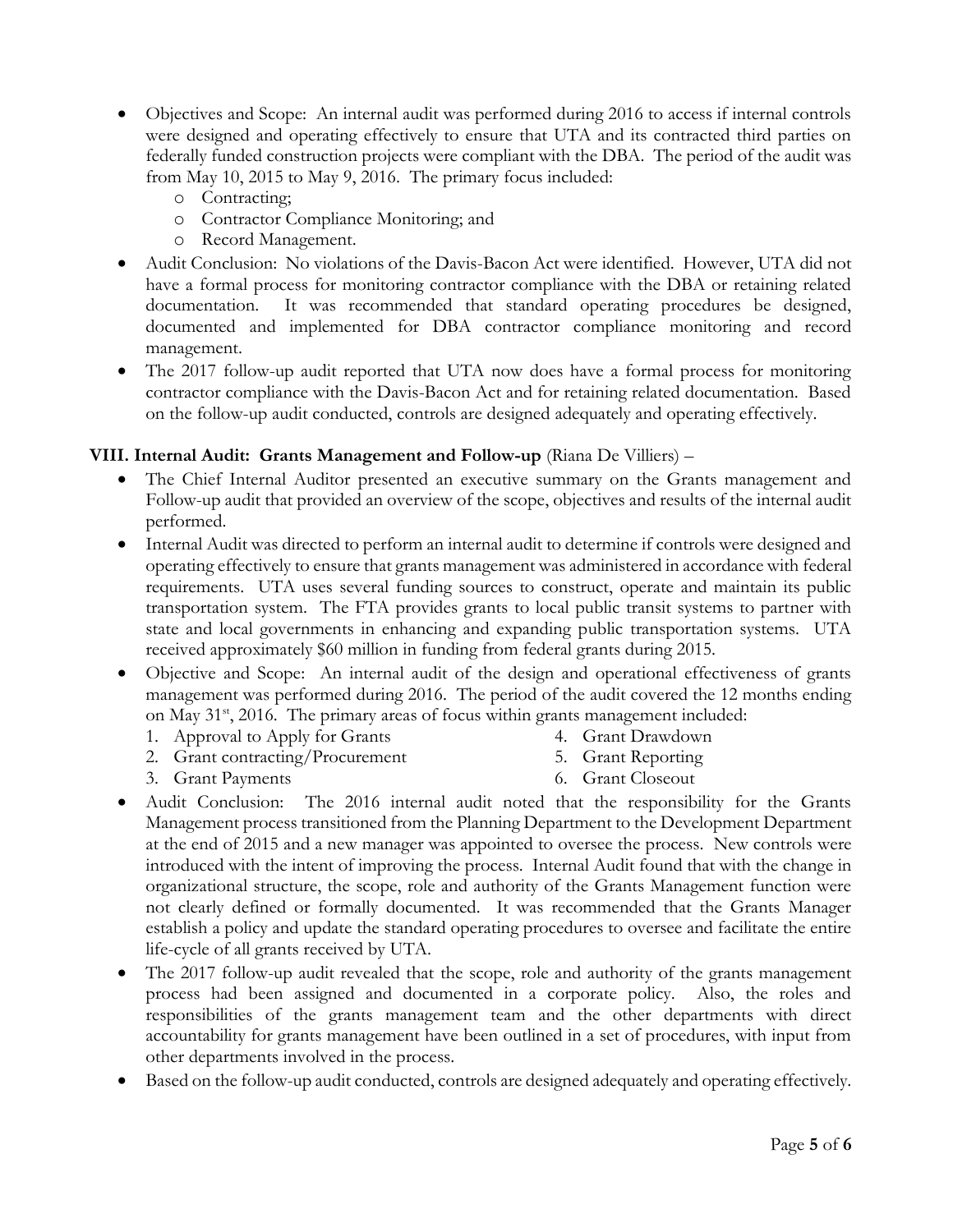- Objectives and Scope: An internal audit was performed during 2016 to access if internal controls were designed and operating effectively to ensure that UTA and its contracted third parties on federally funded construction projects were compliant with the DBA. The period of the audit was from May 10, 2015 to May 9, 2016. The primary focus included:
  - Contracting;
  - Contractor Compliance Monitoring; and
  - Record Management.
- Audit Conclusion: No violations of the Davis-Bacon Act were identified. However, UTA did not have a formal process for monitoring contractor compliance with the DBA or retaining related documentation. It was recommended that standard operating procedures be designed, documented and implemented for DBA contractor compliance monitoring and record management.
- The 2017 follow-up audit reported that UTA now does have a formal process for monitoring contractor compliance with the Davis-Bacon Act and for retaining related documentation. Based on the follow-up audit conducted, controls are designed adequately and operating effectively.

**VIII. Internal Audit: Grants Management and Follow-up** (Riana De Villiers) –

- The Chief Internal Auditor presented an executive summary on the Grants management and Follow-up audit that provided an overview of the scope, objectives and results of the internal audit performed.
- Internal Audit was directed to perform an internal audit to determine if controls were designed and operating effectively to ensure that grants management was administered in accordance with federal requirements. UTA uses several funding sources to construct, operate and maintain its public transportation system. The FTA provides grants to local public transit systems to partner with state and local governments in enhancing and expanding public transportation systems. UTA received approximately $60 million in funding from federal grants during 2015.
- Objective and Scope: An internal audit of the design and operational effectiveness of grants management was performed during 2016. The period of the audit covered the 12 months ending on May 31st, 2016. The primary areas of focus within grants management included:
  1. Approval to Apply for Grants
  2. Grant contracting/Procurement
  3. Grant Payments
  4. Grant Drawdown
  5. Grant Reporting
  6. Grant Closeout
- Audit Conclusion: The 2016 internal audit noted that the responsibility for the Grants Management process transitioned from the Planning Department to the Development Department at the end of 2015 and a new manager was appointed to oversee the process. New controls were introduced with the intent of improving the process. Internal Audit found that with the change in organizational structure, the scope, role and authority of the Grants Management function were not clearly defined or formally documented. It was recommended that the Grants Manager establish a policy and update the standard operating procedures to oversee and facilitate the entire life-cycle of all grants received by UTA.
- The 2017 follow-up audit revealed that the scope, role and authority of the grants management process had been assigned and documented in a corporate policy. Also, the roles and responsibilities of the grants management team and the other departments with direct accountability for grants management have been outlined in a set of procedures, with input from other departments involved in the process.
- Based on the follow-up audit conducted, controls are designed adequately and operating effectively.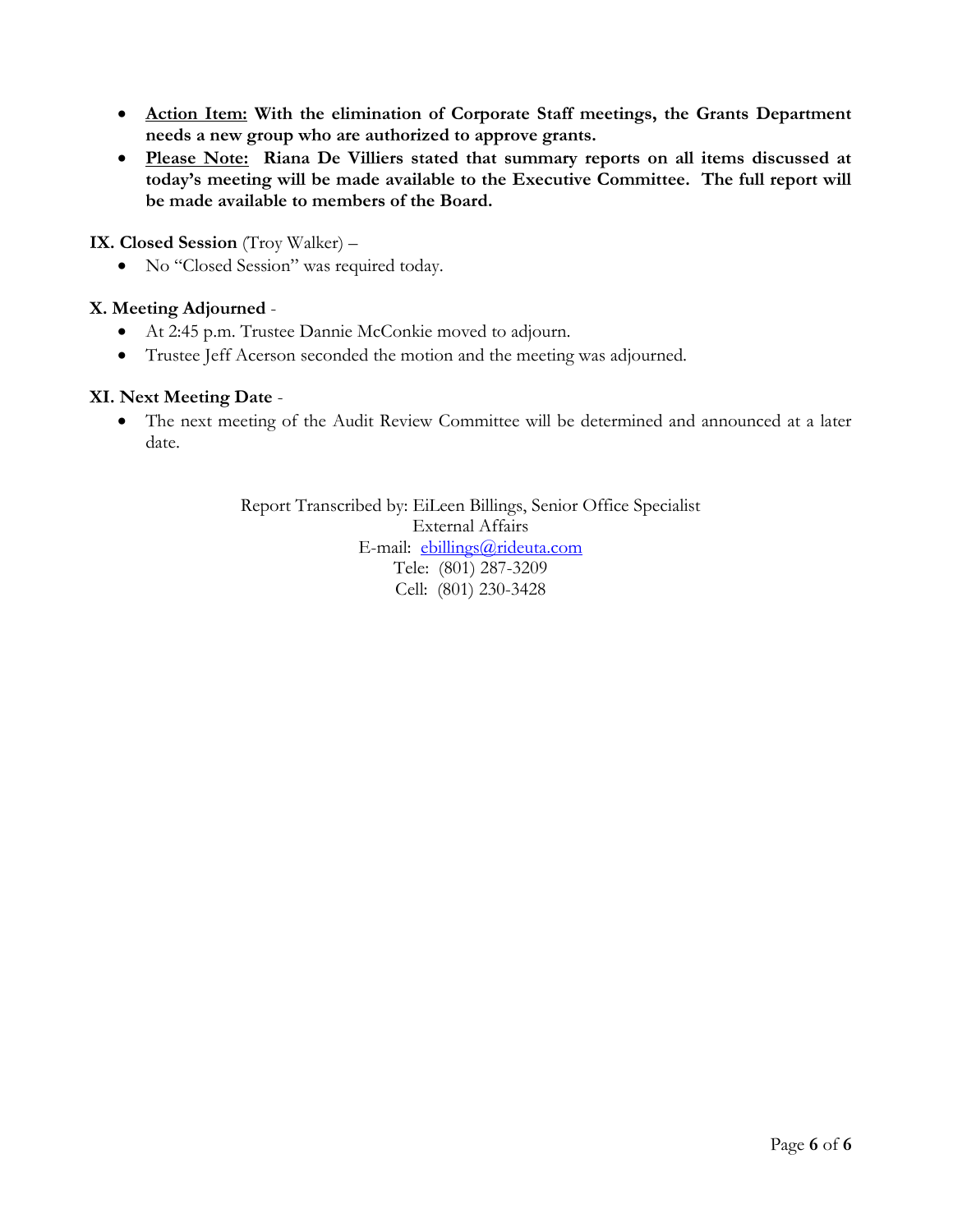- **Action Item: With the elimination of Corporate Staff meetings, the Grants Department needs a new group who are authorized to approve grants.**
- **Please Note: Riana De Villiers stated that summary reports on all items discussed at today's meeting will be made available to the Executive Committee. The full report will be made available to members of the Board.**

**IX. Closed Session** (Troy Walker) –

- No "Closed Session" was required today.

**X. Meeting Adjourned** -

- At 2:45 p.m. Trustee Dannie McConkie moved to adjourn.
- Trustee Jeff Acerson seconded the motion and the meeting was adjourned.

**XI. Next Meeting Date** -

- The next meeting of the Audit Review Committee will be determined and announced at a later date.

Report Transcribed by: EiLeen Billings, Senior Office Specialist
External Affairs
E-mail: ebillings@rideuta.com
Tele: (801) 287-3209
Cell: (801) 230-3428